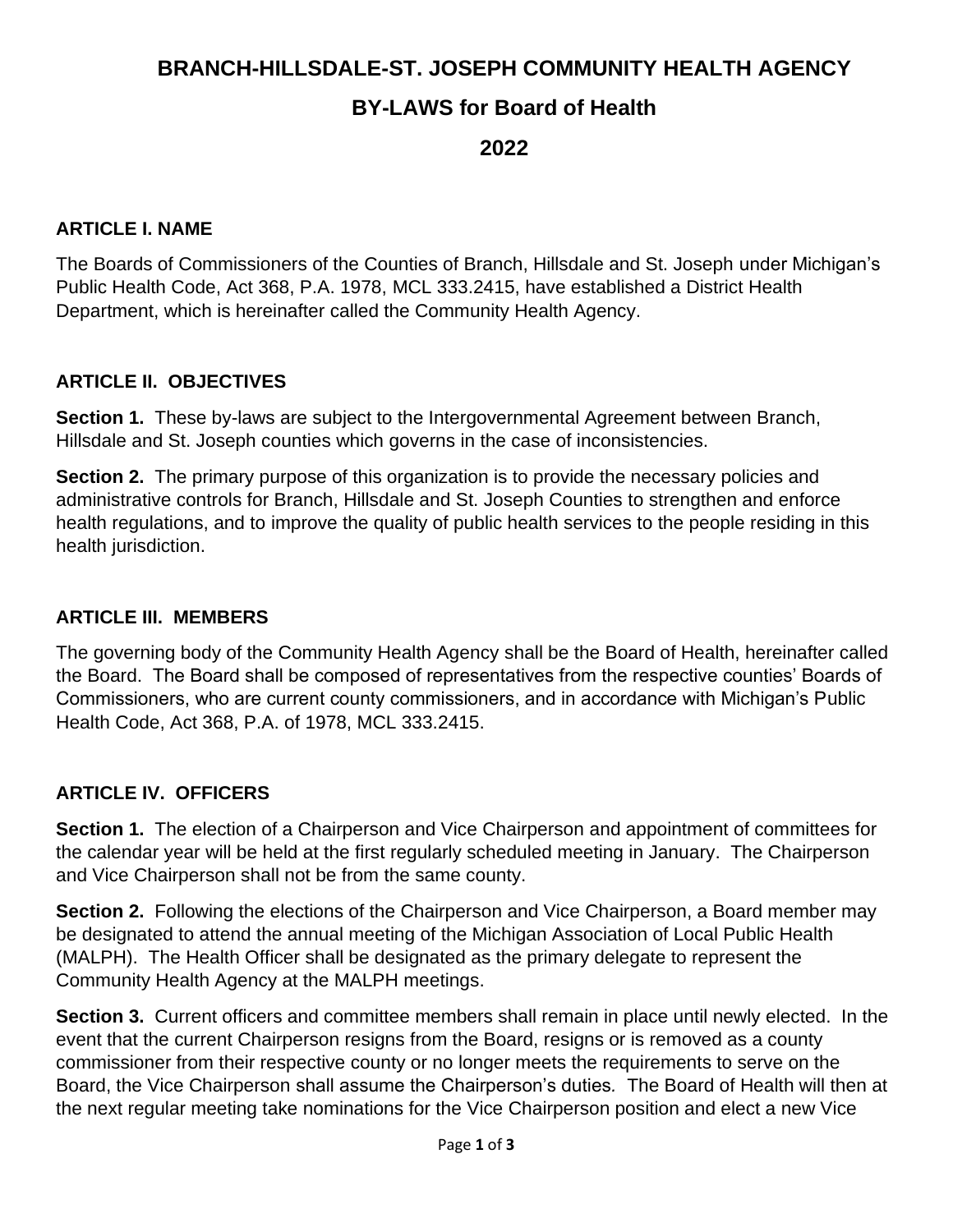# BRANCH-HILLSDALE-ST. JOSEPH COMMUNITY HEALTH AGENCY

## BY-LAWS for Board of Health

## 2022

### ARTICLE I. NAME

The Boards of Commissioners of the Counties of Branch, Hillsdale and St. Joseph under Michigan's Public Health Code, Act 368, P.A. 1978, MCL 333.2415, have established a District Health Department, which is hereinafter called the Community Health Agency.

### ARTICLE II. OBJECTIVES

**Section 1.** These by-laws are subject to the Intergovernmental Agreement between Branch, Hillsdale and St. Joseph counties which governs in the case of inconsistencies.

**Section 2.** The primary purpose of this organization is to provide the necessary policies and administrative controls for Branch, Hillsdale and St. Joseph Counties to strengthen and enforce health regulations, and to improve the quality of public health services to the people residing in this health jurisdiction.

### ARTICLE III. MEMBERS

The governing body of the Community Health Agency shall be the Board of Health, hereinafter called the Board. The Board shall be composed of representatives from the respective counties' Boards of Commissioners, who are current county commissioners, and in accordance with Michigan's Public Health Code, Act 368, P.A. of 1978, MCL 333.2415.

### ARTICLE IV. OFFICERS

**Section 1.** The election of a Chairperson and Vice Chairperson and appointment of committees for the calendar year will be held at the first regularly scheduled meeting in January. The Chairperson and Vice Chairperson shall not be from the same county.

**Section 2.** Following the elections of the Chairperson and Vice Chairperson, a Board member may be designated to attend the annual meeting of the Michigan Association of Local Public Health (MALPH). The Health Officer shall be designated as the primary delegate to represent the Community Health Agency at the MALPH meetings.

**Section 3.** Current officers and committee members shall remain in place until newly elected. In the event that the current Chairperson resigns from the Board, resigns or is removed as a county commissioner from their respective county or no longer meets the requirements to serve on the Board, the Vice Chairperson shall assume the Chairperson's duties. The Board of Health will then at the next regular meeting take nominations for the Vice Chairperson position and elect a new Vice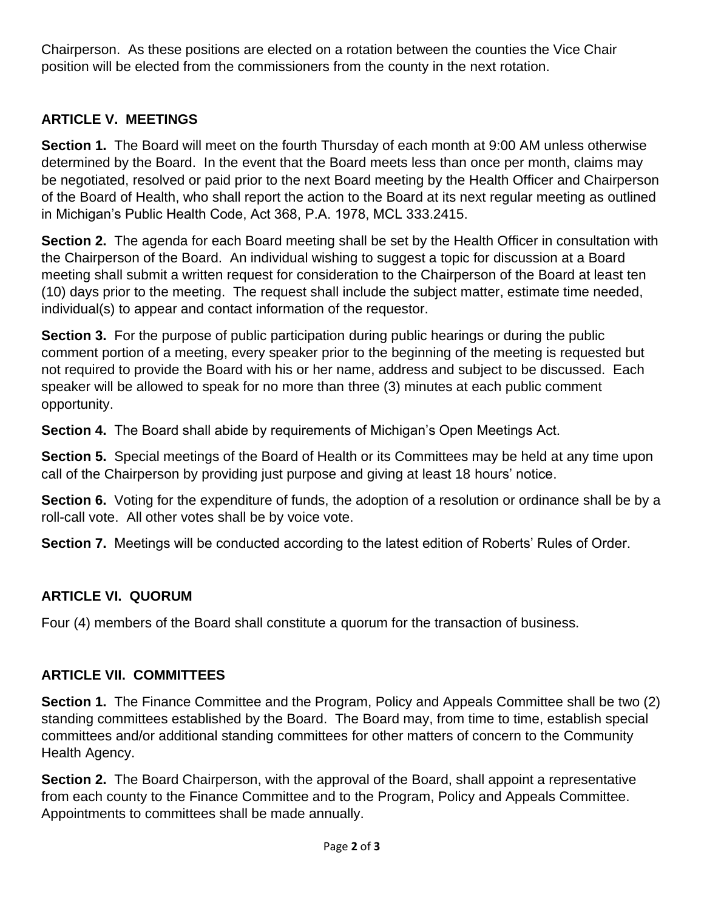Chairperson. As these positions are elected on a rotation between the counties the Vice Chair position will be elected from the commissioners from the county in the next rotation.

## ARTICLE V. MEETINGS

**Section 1.** The Board will meet on the fourth Thursday of each month at 9:00 AM unless otherwise determined by the Board. In the event that the Board meets less than once per month, claims may be negotiated, resolved or paid prior to the next Board meeting by the Health Officer and Chairperson of the Board of Health, who shall report the action to the Board at its next regular meeting as outlined in Michigan's Public Health Code, Act 368, P.A. 1978, MCL 333.2415.

**Section 2.** The agenda for each Board meeting shall be set by the Health Officer in consultation with the Chairperson of the Board. An individual wishing to suggest a topic for discussion at a Board meeting shall submit a written request for consideration to the Chairperson of the Board at least ten (10) days prior to the meeting. The request shall include the subject matter, estimate time needed, individual(s) to appear and contact information of the requestor.

**Section 3.** For the purpose of public participation during public hearings or during the public comment portion of a meeting, every speaker prior to the beginning of the meeting is requested but not required to provide the Board with his or her name, address and subject to be discussed. Each speaker will be allowed to speak for no more than three (3) minutes at each public comment opportunity.

**Section 4.** The Board shall abide by requirements of Michigan's Open Meetings Act.

**Section 5.** Special meetings of the Board of Health or its Committees may be held at any time upon call of the Chairperson by providing just purpose and giving at least 18 hours' notice.

**Section 6.** Voting for the expenditure of funds, the adoption of a resolution or ordinance shall be by a roll-call vote. All other votes shall be by voice vote.

**Section 7.** Meetings will be conducted according to the latest edition of Roberts' Rules of Order.

## ARTICLE VI. QUORUM

Four (4) members of the Board shall constitute a quorum for the transaction of business.

## ARTICLE VII. COMMITTEES

**Section 1.** The Finance Committee and the Program, Policy and Appeals Committee shall be two (2) standing committees established by the Board. The Board may, from time to time, establish special committees and/or additional standing committees for other matters of concern to the Community Health Agency.

**Section 2.** The Board Chairperson, with the approval of the Board, shall appoint a representative from each county to the Finance Committee and to the Program, Policy and Appeals Committee. Appointments to committees shall be made annually.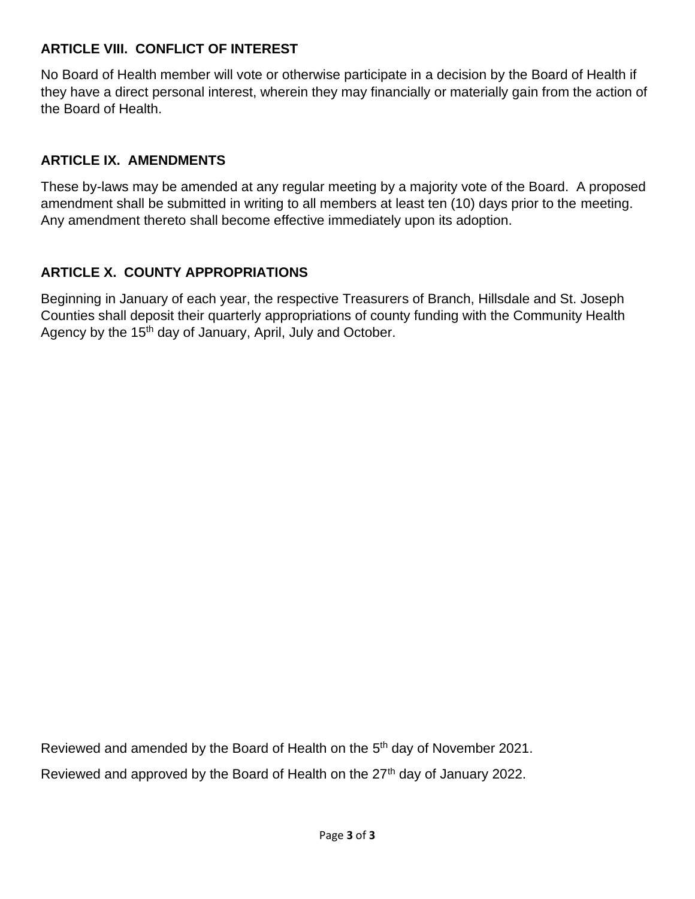## ARTICLE VIII. CONFLICT OF INTEREST

No Board of Health member will vote or otherwise participate in a decision by the Board of Health if they have a direct personal interest, wherein they may financially or materially gain from the action of the Board of Health.

## ARTICLE IX. AMENDMENTS

These by-laws may be amended at any regular meeting by a majority vote of the Board. A proposed amendment shall be submitted in writing to all members at least ten (10) days prior to the meeting. Any amendment thereto shall become effective immediately upon its adoption.

## ARTICLE X. COUNTY APPROPRIATIONS

Beginning in January of each year, the respective Treasurers of Branch, Hillsdale and St. Joseph Counties shall deposit their quarterly appropriations of county funding with the Community Health Agency by the 15th day of January, April, July and October.

Reviewed and amended by the Board of Health on the 5th day of November 2021.

Reviewed and approved by the Board of Health on the 27th day of January 2022.